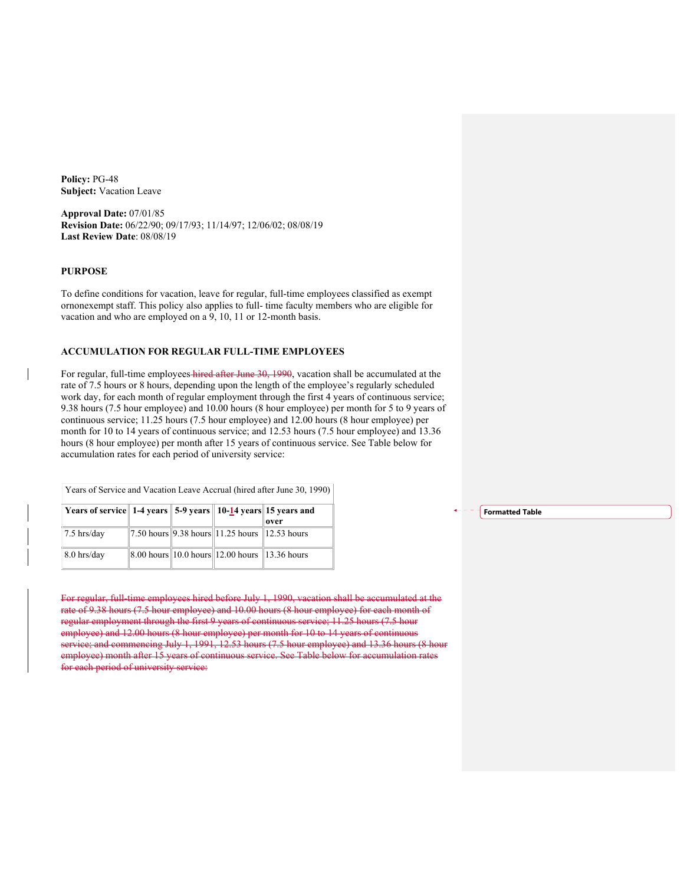**Policy:** PG-48
**Subject:** Vacation Leave

**Approval Date:** 07/01/85
**Revision Date:** 06/22/90; 09/17/93; 11/14/97; 12/06/02; 08/08/19
**Last Review Date**: 08/08/19

## PURPOSE

To define conditions for vacation, leave for regular, full-time employees classified as exempt ornonexempt staff. This policy also applies to full- time faculty members who are eligible for vacation and who are employed on a 9, 10, 11 or 12-month basis.

## ACCUMULATION FOR REGULAR FULL-TIME EMPLOYEES

For regular, full-time employees ~~hired after June 30, 1990~~, vacation shall be accumulated at the rate of 7.5 hours or 8 hours, depending upon the length of the employee's regularly scheduled work day, for each month of regular employment through the first 4 years of continuous service; 9.38 hours (7.5 hour employee) and 10.00 hours (8 hour employee) per month for 5 to 9 years of continuous service; 11.25 hours (7.5 hour employee) and 12.00 hours (8 hour employee) per month for 10 to 14 years of continuous service; and 12.53 hours (7.5 hour employee) and 13.36 hours (8 hour employee) per month after 15 years of continuous service. See Table below for accumulation rates for each period of university service:

| Years of Service and Vacation Leave Accrual (hired after June 30, 1990) | | | | |
|---|---|---|---|---|
| **Years of service** | **1-4 years** | **5-9 years** | **10-14 years** | **15 years and over** |
| 7.5 hrs/day | 7.50 hours | 9.38 hours | 11.25 hours | 12.53 hours |
| 8.0 hrs/day | 8.00 hours | 10.0 hours | 12.00 hours | 13.36 hours |

~~For regular, full-time employees hired before July 1, 1990, vacation shall be accumulated at the rate of 9.38 hours (7.5 hour employee) and 10.00 hours (8 hour employee) for each month of regular employment through the first 9 years of continuous service; 11.25 hours (7.5 hour employee) and 12.00 hours (8 hour employee) per month for 10 to 14 years of continuous service; and commencing July 1, 1991, 12.53 hours (7.5 hour employee) and 13.36 hours (8 hour employee) month after 15 years of continuous service. See Table below for accumulation rates for each period of university service:~~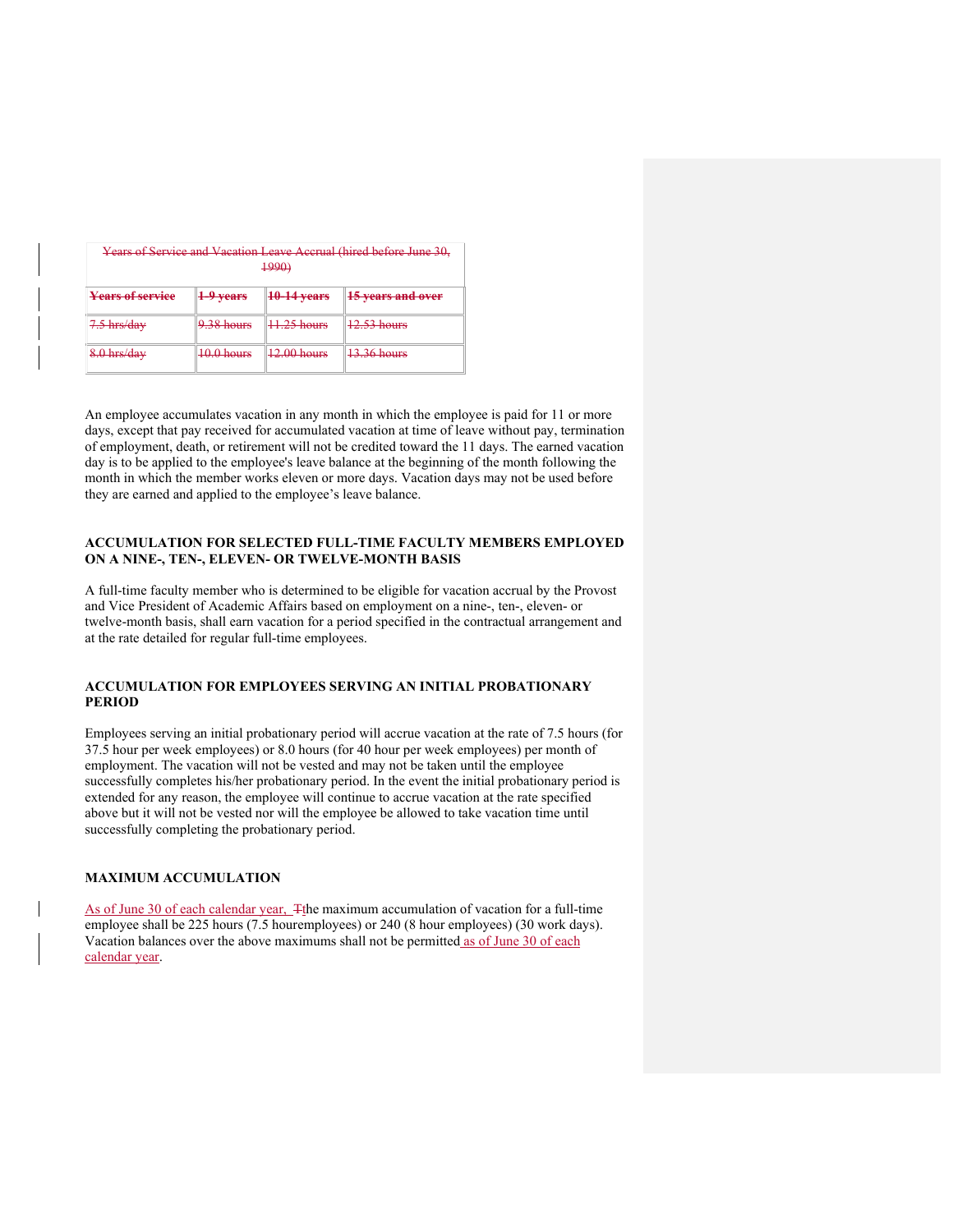| Years of Service and Vacation Leave Accrual (hired before June 30, 1990) | | | |
|---|---|---|---|
| **Years of service** | **1-9 years** | **10-14 years** | **15 years and over** |
| 7.5 hrs/day | 9.38 hours | 11.25 hours | 12.53 hours |
| 8.0 hrs/day | 10.0 hours | 12.00 hours | 13.36 hours |

An employee accumulates vacation in any month in which the employee is paid for 11 or more days, except that pay received for accumulated vacation at time of leave without pay, termination of employment, death, or retirement will not be credited toward the 11 days. The earned vacation day is to be applied to the employee's leave balance at the beginning of the month following the month in which the member works eleven or more days. Vacation days may not be used before they are earned and applied to the employee's leave balance.

**ACCUMULATION FOR SELECTED FULL-TIME FACULTY MEMBERS EMPLOYED ON A NINE-, TEN-, ELEVEN- OR TWELVE-MONTH BASIS**

A full-time faculty member who is determined to be eligible for vacation accrual by the Provost and Vice President of Academic Affairs based on employment on a nine-, ten-, eleven- or twelve-month basis, shall earn vacation for a period specified in the contractual arrangement and at the rate detailed for regular full-time employees.

**ACCUMULATION FOR EMPLOYEES SERVING AN INITIAL PROBATIONARY PERIOD**

Employees serving an initial probationary period will accrue vacation at the rate of 7.5 hours (for 37.5 hour per week employees) or 8.0 hours (for 40 hour per week employees) per month of employment. The vacation will not be vested and may not be taken until the employee successfully completes his/her probationary period. In the event the initial probationary period is extended for any reason, the employee will continue to accrue vacation at the rate specified above but it will not be vested nor will the employee be allowed to take vacation time until successfully completing the probationary period.

**MAXIMUM ACCUMULATION**

As of June 30 of each calendar year, Tthe maximum accumulation of vacation for a full-time employee shall be 225 hours (7.5 houremployees) or 240 (8 hour employees) (30 work days). Vacation balances over the above maximums shall not be permitted as of June 30 of each calendar year.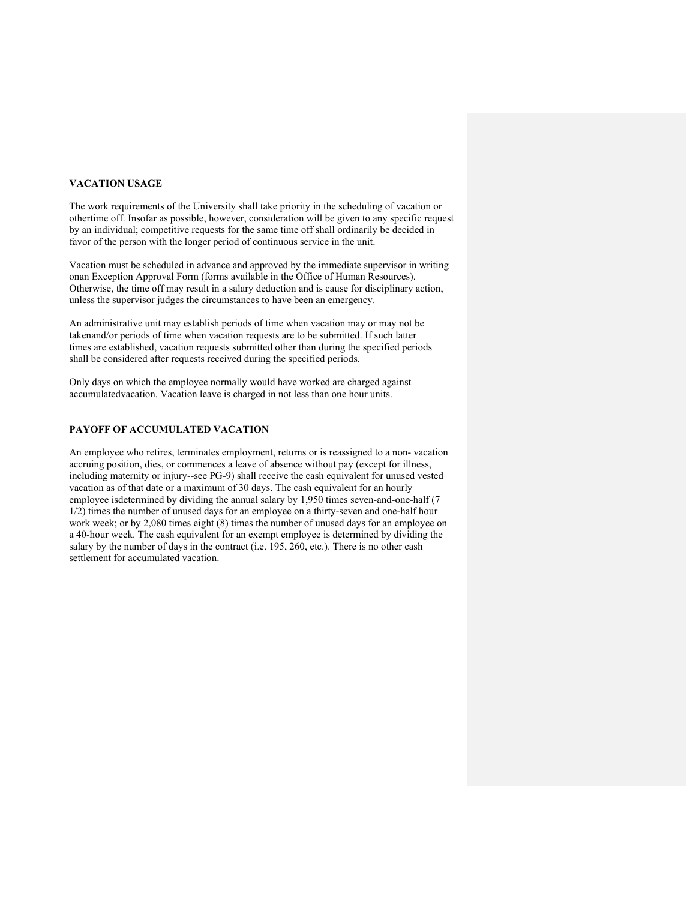## VACATION USAGE

The work requirements of the University shall take priority in the scheduling of vacation or othertime off. Insofar as possible, however, consideration will be given to any specific request by an individual; competitive requests for the same time off shall ordinarily be decided in favor of the person with the longer period of continuous service in the unit.

Vacation must be scheduled in advance and approved by the immediate supervisor in writing onan Exception Approval Form (forms available in the Office of Human Resources). Otherwise, the time off may result in a salary deduction and is cause for disciplinary action, unless the supervisor judges the circumstances to have been an emergency.

An administrative unit may establish periods of time when vacation may or may not be takenand/or periods of time when vacation requests are to be submitted. If such latter times are established, vacation requests submitted other than during the specified periods shall be considered after requests received during the specified periods.

Only days on which the employee normally would have worked are charged against accumulatedvacation. Vacation leave is charged in not less than one hour units.

## PAYOFF OF ACCUMULATED VACATION

An employee who retires, terminates employment, returns or is reassigned to a non- vacation accruing position, dies, or commences a leave of absence without pay (except for illness, including maternity or injury--see PG-9) shall receive the cash equivalent for unused vested vacation as of that date or a maximum of 30 days. The cash equivalent for an hourly employee isdetermined by dividing the annual salary by 1,950 times seven-and-one-half (7 1/2) times the number of unused days for an employee on a thirty-seven and one-half hour work week; or by 2,080 times eight (8) times the number of unused days for an employee on a 40-hour week. The cash equivalent for an exempt employee is determined by dividing the salary by the number of days in the contract (i.e. 195, 260, etc.). There is no other cash settlement for accumulated vacation.